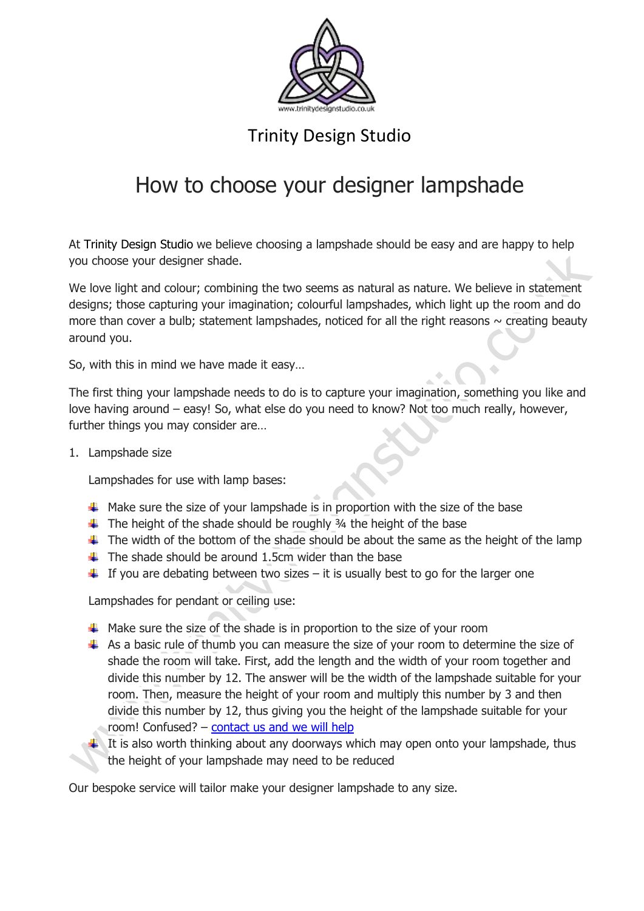Trinity Design Studio

# How to choose your designer lampshade

At Trinity Design Studio we believe choosing a lampshade should be easy and are happy to help you choose your designer shade.

We love light and colour; combining the two seems as natural as nature. We believe in statement designs; those capturing your imagination; colourful lampshades, which light up the room and do more than cover a bulb; statement lampshades, noticed for all the right reasons ~ creating beauty around you.

So, with this in mind we have made it easy…

The first thing your lampshade needs to do is to capture your imagination, something you like and love having around – easy! So, what else do you need to know? Not too much really, however, further things you may consider are…

1. Lampshade size

   Lampshades for use with lamp bases:

   - Make sure the size of your lampshade is in proportion with the size of the base
   - The height of the shade should be roughly ¾ the height of the base
   - The width of the bottom of the shade should be about the same as the height of the lamp
   - The shade should be around 1.5cm wider than the base
   - If you are debating between two sizes – it is usually best to go for the larger one

   Lampshades for pendant or ceiling use:

   - Make sure the size of the shade is in proportion to the size of your room
   - As a basic rule of thumb you can measure the size of your room to determine the size of shade the room will take. First, add the length and the width of your room together and divide this number by 12. The answer will be the width of the lampshade suitable for your room. Then, measure the height of your room and multiply this number by 3 and then divide this number by 12, thus giving you the height of the lampshade suitable for your room! Confused? – [contact us and we will help]()
   - It is also worth thinking about any doorways which may open onto your lampshade, thus the height of your lampshade may need to be reduced

Our bespoke service will tailor make your designer lampshade to any size.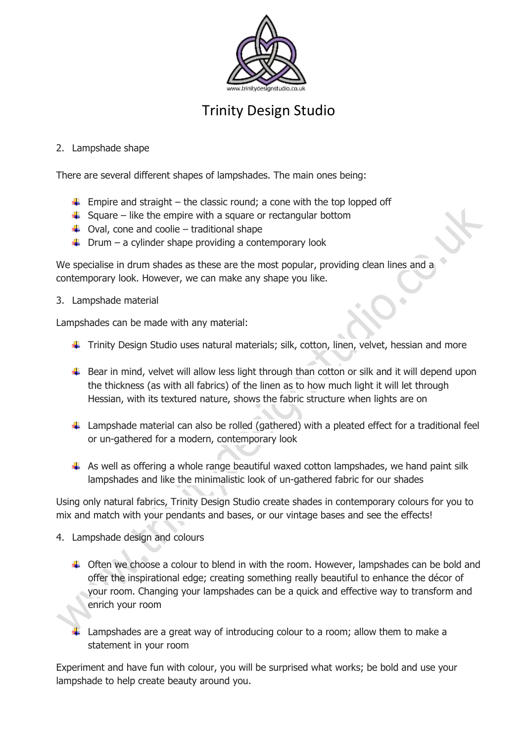# Trinity Design Studio

2. Lampshade shape

There are several different shapes of lampshades. The main ones being:

- Empire and straight – the classic round; a cone with the top lopped off
- Square – like the empire with a square or rectangular bottom
- Oval, cone and coolie – traditional shape
- Drum – a cylinder shape providing a contemporary look

We specialise in drum shades as these are the most popular, providing clean lines and a contemporary look. However, we can make any shape you like.

3. Lampshade material

Lampshades can be made with any material:

- Trinity Design Studio uses natural materials; silk, cotton, linen, velvet, hessian and more
- Bear in mind, velvet will allow less light through than cotton or silk and it will depend upon the thickness (as with all fabrics) of the linen as to how much light it will let through Hessian, with its textured nature, shows the fabric structure when lights are on
- Lampshade material can also be rolled (gathered) with a pleated effect for a traditional feel or un-gathered for a modern, contemporary look
- As well as offering a whole range beautiful waxed cotton lampshades, we hand paint silk lampshades and like the minimalistic look of un-gathered fabric for our shades

Using only natural fabrics, Trinity Design Studio create shades in contemporary colours for you to mix and match with your pendants and bases, or our vintage bases and see the effects!

4. Lampshade design and colours

- Often we choose a colour to blend in with the room. However, lampshades can be bold and offer the inspirational edge; creating something really beautiful to enhance the décor of your room. Changing your lampshades can be a quick and effective way to transform and enrich your room
- Lampshades are a great way of introducing colour to a room; allow them to make a statement in your room

Experiment and have fun with colour, you will be surprised what works; be bold and use your lampshade to help create beauty around you.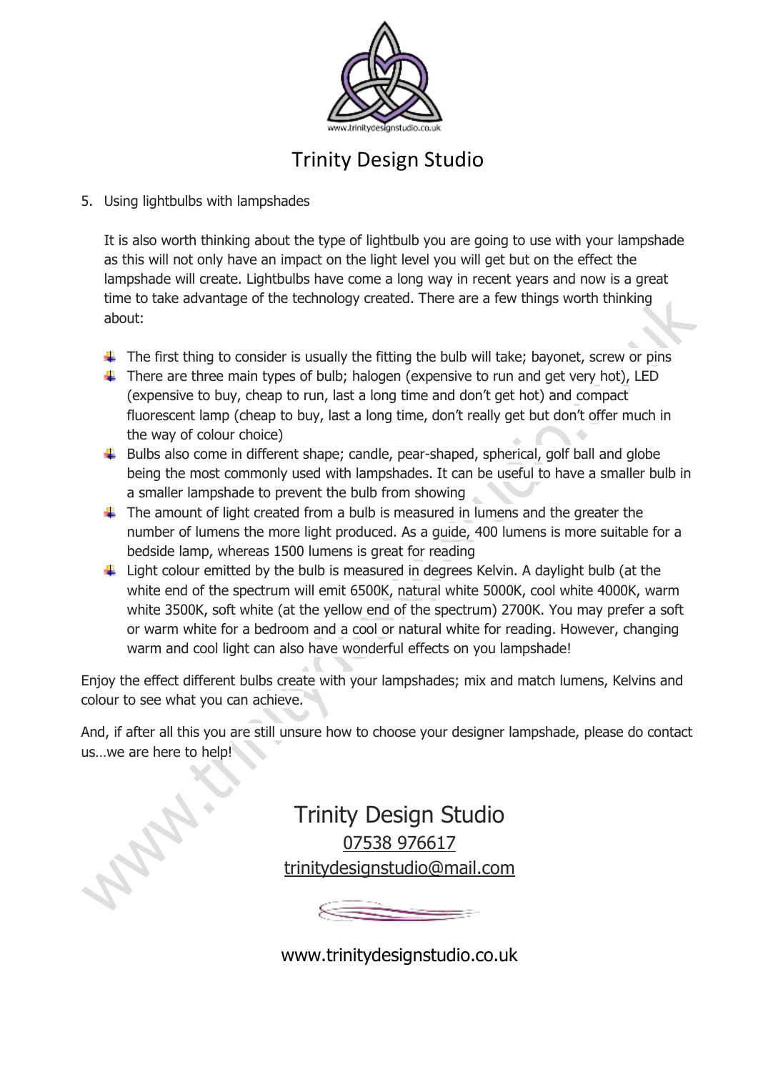# Trinity Design Studio

5. Using lightbulbs with lampshades

   It is also worth thinking about the type of lightbulb you are going to use with your lampshade as this will not only have an impact on the light level you will get but on the effect the lampshade will create. Lightbulbs have come a long way in recent years and now is a great time to take advantage of the technology created. There are a few things worth thinking about:

   - The first thing to consider is usually the fitting the bulb will take; bayonet, screw or pins
   - There are three main types of bulb; halogen (expensive to run and get very hot), LED (expensive to buy, cheap to run, last a long time and don't get hot) and compact fluorescent lamp (cheap to buy, last a long time, don't really get but don't offer much in the way of colour choice)
   - Bulbs also come in different shape; candle, pear-shaped, spherical, golf ball and globe being the most commonly used with lampshades. It can be useful to have a smaller bulb in a smaller lampshade to prevent the bulb from showing
   - The amount of light created from a bulb is measured in lumens and the greater the number of lumens the more light produced. As a guide, 400 lumens is more suitable for a bedside lamp, whereas 1500 lumens is great for reading
   - Light colour emitted by the bulb is measured in degrees Kelvin. A daylight bulb (at the white end of the spectrum will emit 6500K, natural white 5000K, cool white 4000K, warm white 3500K, soft white (at the yellow end of the spectrum) 2700K. You may prefer a soft or warm white for a bedroom and a cool or natural white for reading. However, changing warm and cool light can also have wonderful effects on you lampshade!

Enjoy the effect different bulbs create with your lampshades; mix and match lumens, Kelvins and colour to see what you can achieve.

And, if after all this you are still unsure how to choose your designer lampshade, please do contact us…we are here to help!

Trinity Design Studio
07538 976617
trinitydesignstudio@mail.com

www.trinitydesignstudio.co.uk